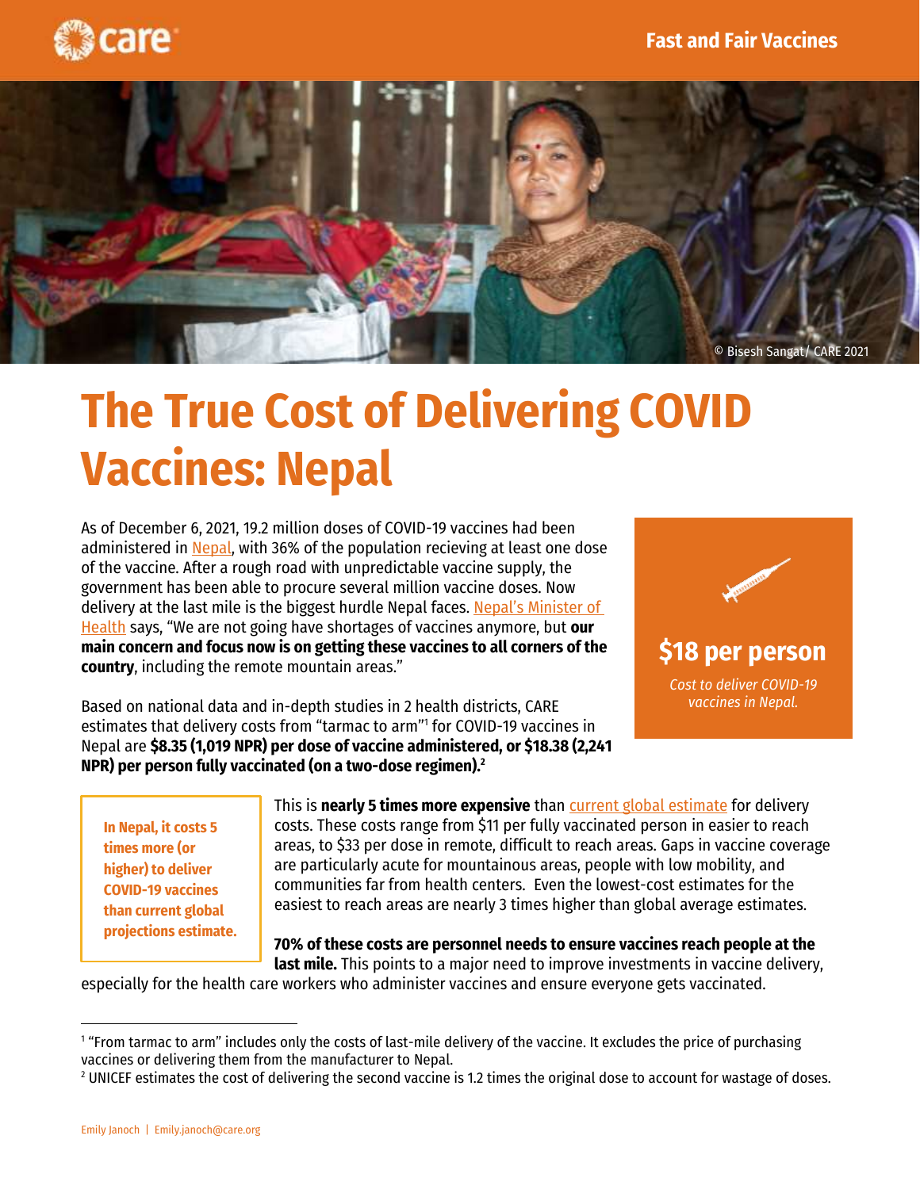Fast and Fair Vaccines

© Bisesh Sangat / CARE 2021

# The True Cost of Delivering COVID Vaccines: Nepal

As of December 6, 2021, 19.2 million doses of COVID-19 vaccines had been administered in Nepal, with 36% of the population recieving at least one dose of the vaccine. After a rough road with unpredictable vaccine supply, the government has been able to procure several million vaccine doses. Now delivery at the last mile is the biggest hurdle Nepal faces. Nepal's Minister of Health says, "We are not going have shortages of vaccines anymore, but **our main concern and focus now is on getting these vaccines to all corners of the country**, including the remote mountain areas."

**$18 per person**

*Cost to deliver COVID-19 vaccines in Nepal.*

Based on national data and in-depth studies in 2 health districts, CARE estimates that delivery costs from "tarmac to arm"[1] for COVID-19 vaccines in Nepal are **$8.35 (1,019 NPR) per dose of vaccine administered, or $18.38 (2,241 NPR) per person fully vaccinated (on a two-dose regimen).**[2]

**In Nepal, it costs 5 times more (or higher) to deliver COVID-19 vaccines than current global projections estimate.**

This is **nearly 5 times more expensive** than current global estimate for delivery costs. These costs range from $11 per fully vaccinated person in easier to reach areas, to $33 per dose in remote, difficult to reach areas. Gaps in vaccine coverage are particularly acute for mountainous areas, people with low mobility, and communities far from health centers. Even the lowest-cost estimates for the easiest to reach areas are nearly 3 times higher than global average estimates.

**70% of these costs are personnel needs to ensure vaccines reach people at the last mile.** This points to a major need to improve investments in vaccine delivery, especially for the health care workers who administer vaccines and ensure everyone gets vaccinated.

[1] "From tarmac to arm" includes only the costs of last-mile delivery of the vaccine. It excludes the price of purchasing vaccines or delivering them from the manufacturer to Nepal.

[2] UNICEF estimates the cost of delivering the second vaccine is 1.2 times the original dose to account for wastage of doses.

Emily Janoch | Emily.janoch@care.org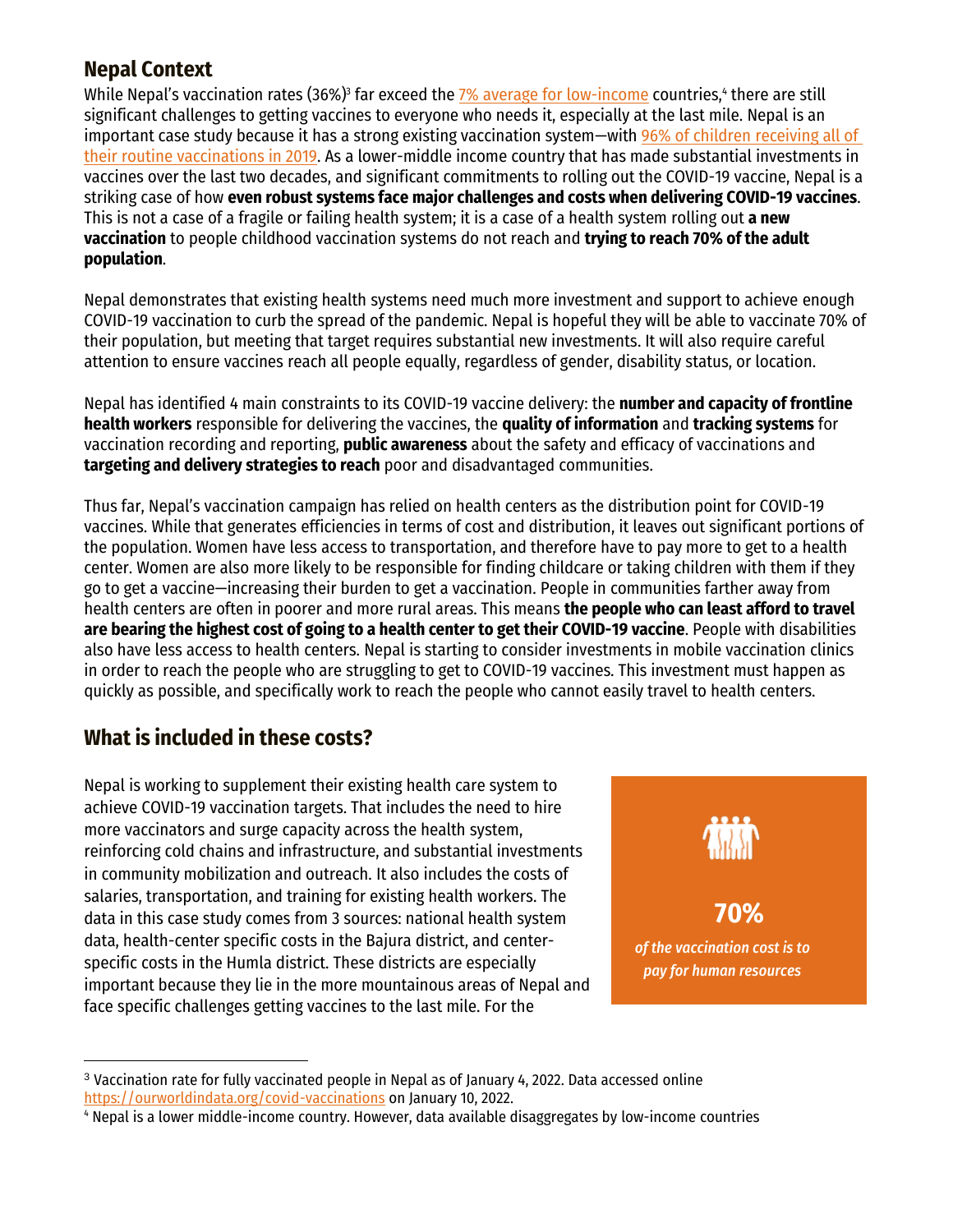## Nepal Context

While Nepal's vaccination rates (36%)[3] far exceed the 7% average for low-income countries,[4] there are still significant challenges to getting vaccines to everyone who needs it, especially at the last mile. Nepal is an important case study because it has a strong existing vaccination system—with 96% of children receiving all of their routine vaccinations in 2019. As a lower-middle income country that has made substantial investments in vaccines over the last two decades, and significant commitments to rolling out the COVID-19 vaccine, Nepal is a striking case of how **even robust systems face major challenges and costs when delivering COVID-19 vaccines**. This is not a case of a fragile or failing health system; it is a case of a health system rolling out **a new vaccination** to people childhood vaccination systems do not reach and **trying to reach 70% of the adult population**.

Nepal demonstrates that existing health systems need much more investment and support to achieve enough COVID-19 vaccination to curb the spread of the pandemic. Nepal is hopeful they will be able to vaccinate 70% of their population, but meeting that target requires substantial new investments. It will also require careful attention to ensure vaccines reach all people equally, regardless of gender, disability status, or location.

Nepal has identified 4 main constraints to its COVID-19 vaccine delivery: the **number and capacity of frontline health workers** responsible for delivering the vaccines, the **quality of information** and **tracking systems** for vaccination recording and reporting, **public awareness** about the safety and efficacy of vaccinations and **targeting and delivery strategies to reach** poor and disadvantaged communities.

Thus far, Nepal's vaccination campaign has relied on health centers as the distribution point for COVID-19 vaccines. While that generates efficiencies in terms of cost and distribution, it leaves out significant portions of the population. Women have less access to transportation, and therefore have to pay more to get to a health center. Women are also more likely to be responsible for finding childcare or taking children with them if they go to get a vaccine—increasing their burden to get a vaccination. People in communities farther away from health centers are often in poorer and more rural areas. This means **the people who can least afford to travel are bearing the highest cost of going to a health center to get their COVID-19 vaccine**. People with disabilities also have less access to health centers. Nepal is starting to consider investments in mobile vaccination clinics in order to reach the people who are struggling to get to COVID-19 vaccines. This investment must happen as quickly as possible, and specifically work to reach the people who cannot easily travel to health centers.

## What is included in these costs?

Nepal is working to supplement their existing health care system to achieve COVID-19 vaccination targets. That includes the need to hire more vaccinators and surge capacity across the health system, reinforcing cold chains and infrastructure, and substantial investments in community mobilization and outreach. It also includes the costs of salaries, transportation, and training for existing health workers. The data in this case study comes from 3 sources: national health system data, health-center specific costs in the Bajura district, and center-specific costs in the Humla district. These districts are especially important because they lie in the more mountainous areas of Nepal and face specific challenges getting vaccines to the last mile. For the

**70%**

*of the vaccination cost is to pay for human resources*

---

[3] Vaccination rate for fully vaccinated people in Nepal as of January 4, 2022. Data accessed online https://ourworldindata.org/covid-vaccinations on January 10, 2022.

[4] Nepal is a lower middle-income country. However, data available disaggregates by low-income countries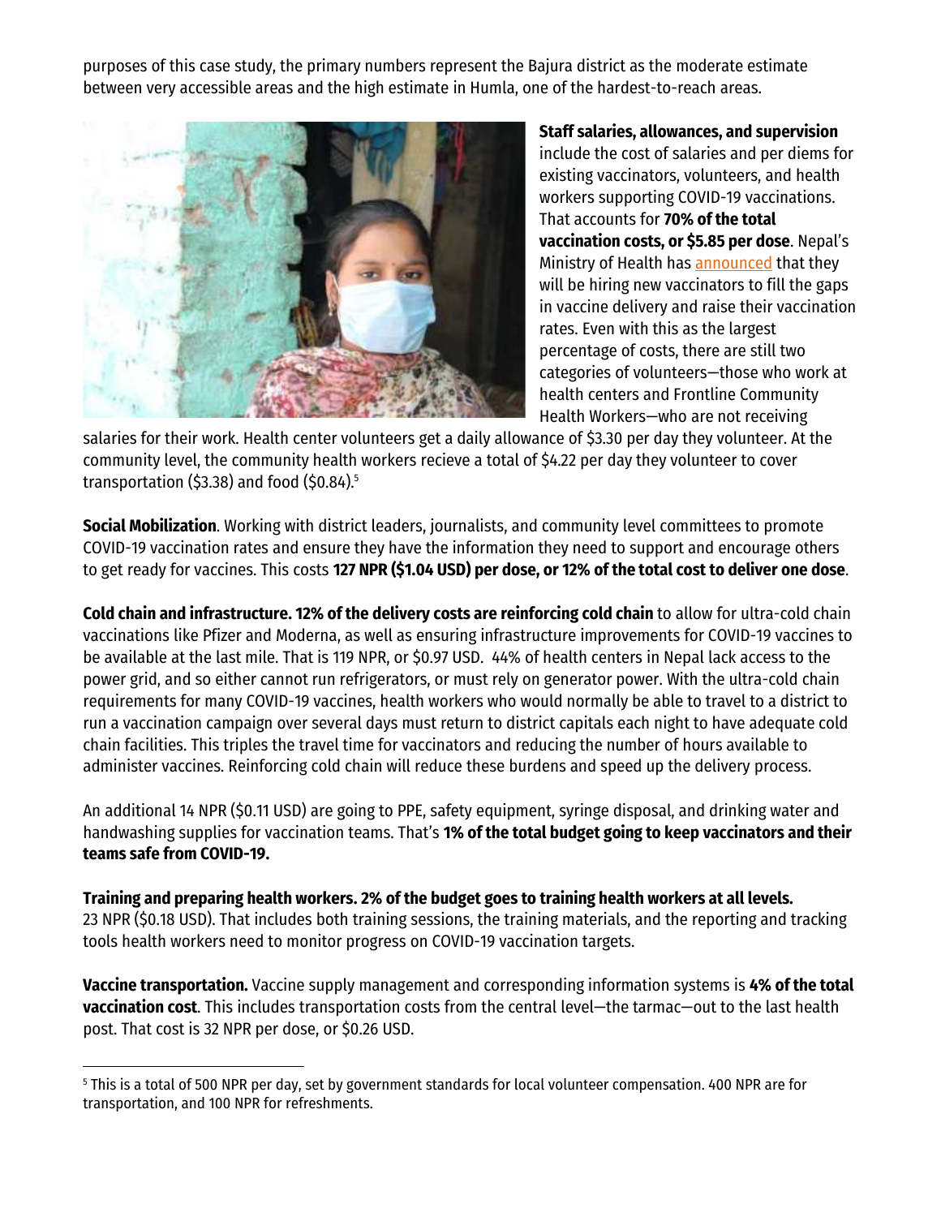purposes of this case study, the primary numbers represent the Bajura district as the moderate estimate between very accessible areas and the high estimate in Humla, one of the hardest-to-reach areas.

**Staff salaries, allowances, and supervision** include the cost of salaries and per diems for existing vaccinators, volunteers, and health workers supporting COVID-19 vaccinations. That accounts for **70% of the total vaccination costs, or $5.85 per dose**. Nepal's Ministry of Health has announced that they will be hiring new vaccinators to fill the gaps in vaccine delivery and raise their vaccination rates. Even with this as the largest percentage of costs, there are still two categories of volunteers—those who work at health centers and Frontline Community Health Workers—who are not receiving salaries for their work. Health center volunteers get a daily allowance of $3.30 per day they volunteer. At the community level, the community health workers recieve a total of $4.22 per day they volunteer to cover transportation ($3.38) and food ($0.84).[5]

**Social Mobilization**. Working with district leaders, journalists, and community level committees to promote COVID-19 vaccination rates and ensure they have the information they need to support and encourage others to get ready for vaccines. This costs **127 NPR ($1.04 USD) per dose, or 12% of the total cost to deliver one dose**.

**Cold chain and infrastructure. 12% of the delivery costs are reinforcing cold chain** to allow for ultra-cold chain vaccinations like Pfizer and Moderna, as well as ensuring infrastructure improvements for COVID-19 vaccines to be available at the last mile. That is 119 NPR, or $0.97 USD. 44% of health centers in Nepal lack access to the power grid, and so either cannot run refrigerators, or must rely on generator power. With the ultra-cold chain requirements for many COVID-19 vaccines, health workers who would normally be able to travel to a district to run a vaccination campaign over several days must return to district capitals each night to have adequate cold chain facilities. This triples the travel time for vaccinators and reducing the number of hours available to administer vaccines. Reinforcing cold chain will reduce these burdens and speed up the delivery process.

An additional 14 NPR ($0.11 USD) are going to PPE, safety equipment, syringe disposal, and drinking water and handwashing supplies for vaccination teams. That's **1% of the total budget going to keep vaccinators and their teams safe from COVID-19.**

**Training and preparing health workers. 2% of the budget goes to training health workers at all levels.** 23 NPR ($0.18 USD). That includes both training sessions, the training materials, and the reporting and tracking tools health workers need to monitor progress on COVID-19 vaccination targets.

**Vaccine transportation.** Vaccine supply management and corresponding information systems is **4% of the total vaccination cost**. This includes transportation costs from the central level—the tarmac—out to the last health post. That cost is 32 NPR per dose, or $0.26 USD.

---

[5] This is a total of 500 NPR per day, set by government standards for local volunteer compensation. 400 NPR are for transportation, and 100 NPR for refreshments.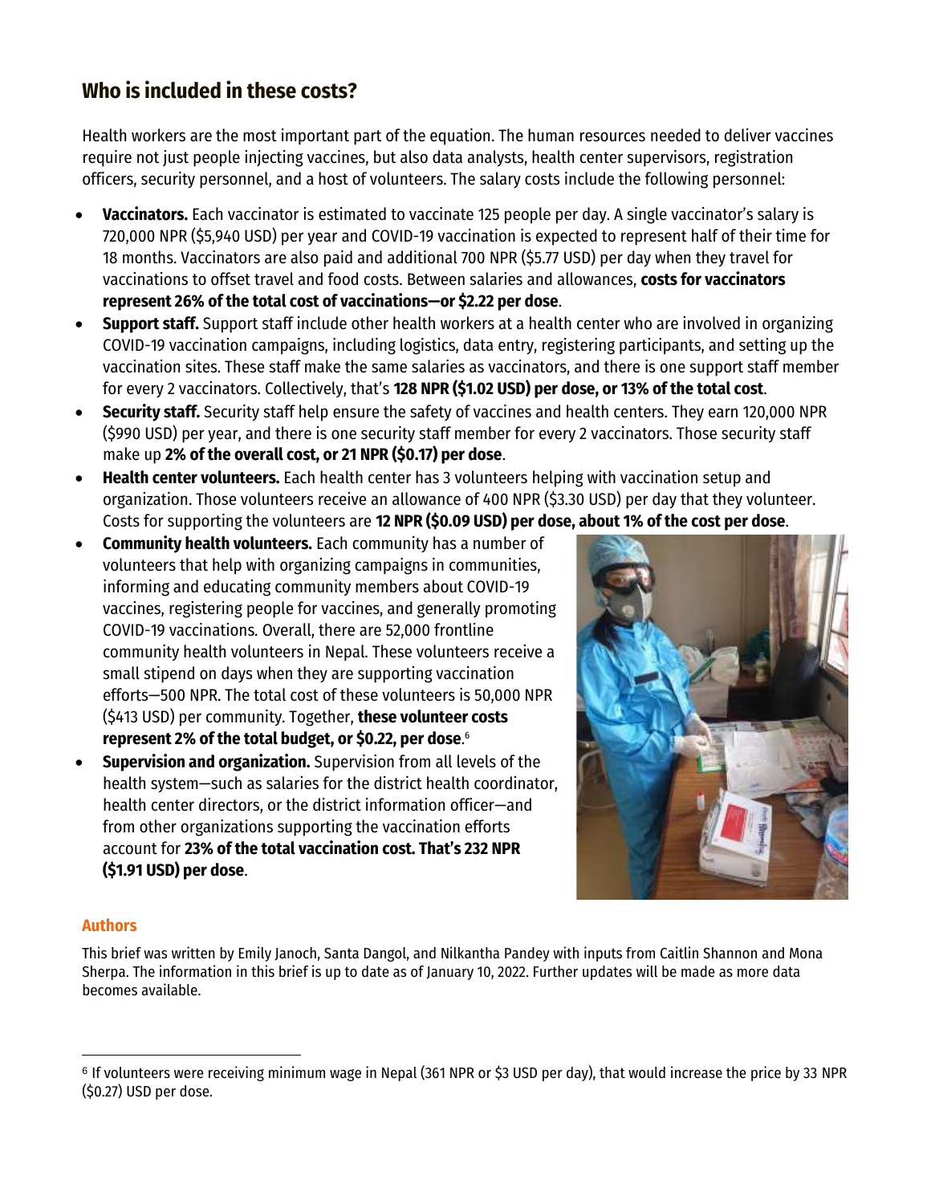## Who is included in these costs?

Health workers are the most important part of the equation. The human resources needed to deliver vaccines require not just people injecting vaccines, but also data analysts, health center supervisors, registration officers, security personnel, and a host of volunteers. The salary costs include the following personnel:

- **Vaccinators.** Each vaccinator is estimated to vaccinate 125 people per day. A single vaccinator's salary is 720,000 NPR ($5,940 USD) per year and COVID-19 vaccination is expected to represent half of their time for 18 months. Vaccinators are also paid and additional 700 NPR ($5.77 USD) per day when they travel for vaccinations to offset travel and food costs. Between salaries and allowances, **costs for vaccinators represent 26% of the total cost of vaccinations—or $2.22 per dose**.
- **Support staff.** Support staff include other health workers at a health center who are involved in organizing COVID-19 vaccination campaigns, including logistics, data entry, registering participants, and setting up the vaccination sites. These staff make the same salaries as vaccinators, and there is one support staff member for every 2 vaccinators. Collectively, that's **128 NPR ($1.02 USD) per dose, or 13% of the total cost**.
- **Security staff.** Security staff help ensure the safety of vaccines and health centers. They earn 120,000 NPR ($990 USD) per year, and there is one security staff member for every 2 vaccinators. Those security staff make up **2% of the overall cost, or 21 NPR ($0.17) per dose**.
- **Health center volunteers.** Each health center has 3 volunteers helping with vaccination setup and organization. Those volunteers receive an allowance of 400 NPR ($3.30 USD) per day that they volunteer. Costs for supporting the volunteers are **12 NPR ($0.09 USD) per dose, about 1% of the cost per dose**.
- **Community health volunteers.** Each community has a number of volunteers that help with organizing campaigns in communities, informing and educating community members about COVID-19 vaccines, registering people for vaccines, and generally promoting COVID-19 vaccinations. Overall, there are 52,000 frontline community health volunteers in Nepal. These volunteers receive a small stipend on days when they are supporting vaccination efforts—500 NPR. The total cost of these volunteers is 50,000 NPR ($413 USD) per community. Together, **these volunteer costs represent 2% of the total budget, or $0.22, per dose**.[6]
- **Supervision and organization.** Supervision from all levels of the health system—such as salaries for the district health coordinator, health center directors, or the district information officer—and from other organizations supporting the vaccination efforts account for **23% of the total vaccination cost. That's 232 NPR ($1.91 USD) per dose**.

### Authors

This brief was written by Emily Janoch, Santa Dangol, and Nilkantha Pandey with inputs from Caitlin Shannon and Mona Sherpa. The information in this brief is up to date as of January 10, 2022. Further updates will be made as more data becomes available.

---

[6] If volunteers were receiving minimum wage in Nepal (361 NPR or $3 USD per day), that would increase the price by 33 NPR ($0.27) USD per dose.